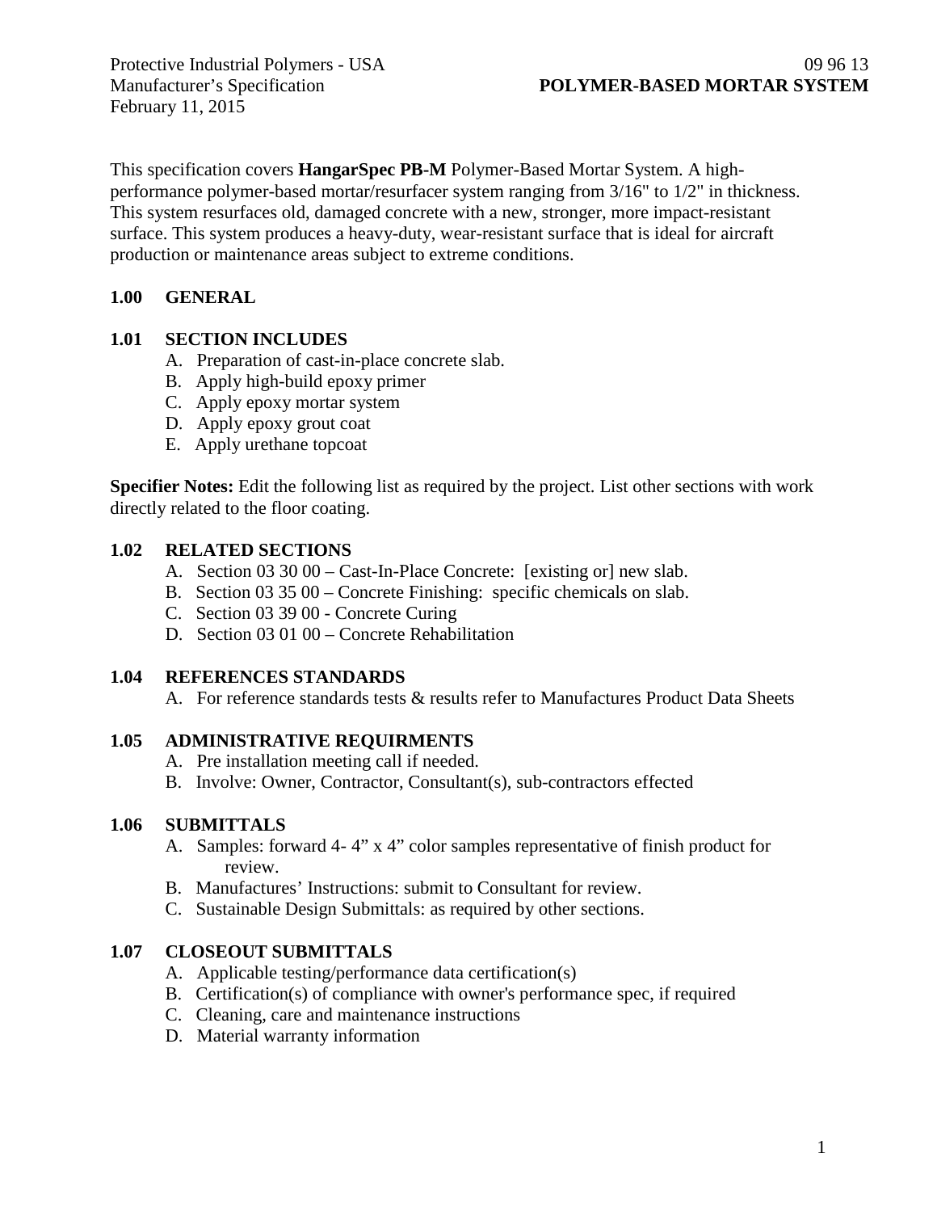Protective Industrial Polymers - USA
Manufacturer's Specification
February 11, 2015

09 96 13
**POLYMER-BASED MORTAR SYSTEM**

This specification covers **HangarSpec PB-M** Polymer-Based Mortar System. A high-performance polymer-based mortar/resurfacer system ranging from 3/16" to 1/2" in thickness. This system resurfaces old, damaged concrete with a new, stronger, more impact-resistant surface. This system produces a heavy-duty, wear-resistant surface that is ideal for aircraft production or maintenance areas subject to extreme conditions.

## 1.00 GENERAL

### 1.01 SECTION INCLUDES

A. Preparation of cast-in-place concrete slab.
B. Apply high-build epoxy primer
C. Apply epoxy mortar system
D. Apply epoxy grout coat
E. Apply urethane topcoat

**Specifier Notes:** Edit the following list as required by the project. List other sections with work directly related to the floor coating.

### 1.02 RELATED SECTIONS

A. Section 03 30 00 – Cast-In-Place Concrete: [existing or] new slab.
B. Section 03 35 00 – Concrete Finishing: specific chemicals on slab.
C. Section 03 39 00 - Concrete Curing
D. Section 03 01 00 – Concrete Rehabilitation

### 1.04 REFERENCES STANDARDS

A. For reference standards tests & results refer to Manufactures Product Data Sheets

### 1.05 ADMINISTRATIVE REQUIRMENTS

A. Pre installation meeting call if needed.
B. Involve: Owner, Contractor, Consultant(s), sub-contractors effected

### 1.06 SUBMITTALS

A. Samples: forward 4- 4" x 4" color samples representative of finish product for review.
B. Manufactures' Instructions: submit to Consultant for review.
C. Sustainable Design Submittals: as required by other sections.

### 1.07 CLOSEOUT SUBMITTALS

A. Applicable testing/performance data certification(s)
B. Certification(s) of compliance with owner's performance spec, if required
C. Cleaning, care and maintenance instructions
D. Material warranty information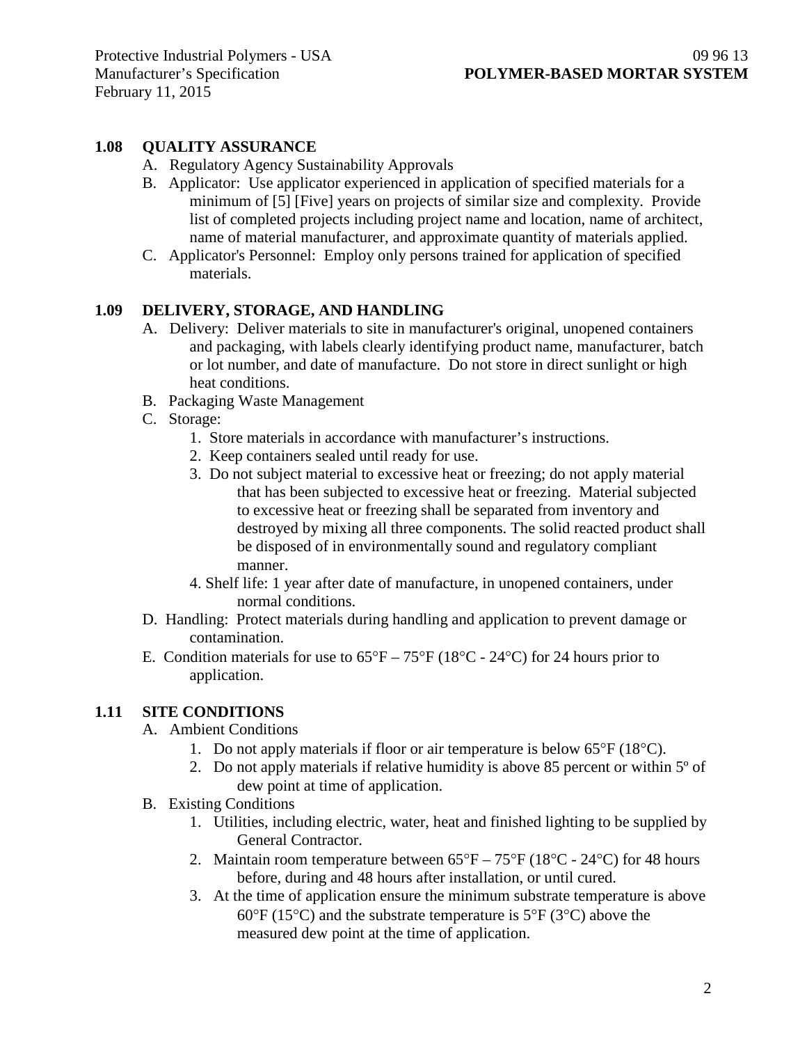## 1.08 QUALITY ASSURANCE

A. Regulatory Agency Sustainability Approvals

B. Applicator: Use applicator experienced in application of specified materials for a minimum of [5] [Five] years on projects of similar size and complexity. Provide list of completed projects including project name and location, name of architect, name of material manufacturer, and approximate quantity of materials applied.

C. Applicator's Personnel: Employ only persons trained for application of specified materials.

## 1.09 DELIVERY, STORAGE, AND HANDLING

A. Delivery: Deliver materials to site in manufacturer's original, unopened containers and packaging, with labels clearly identifying product name, manufacturer, batch or lot number, and date of manufacture. Do not store in direct sunlight or high heat conditions.

B. Packaging Waste Management

C. Storage:

1. Store materials in accordance with manufacturer's instructions.
2. Keep containers sealed until ready for use.
3. Do not subject material to excessive heat or freezing; do not apply material that has been subjected to excessive heat or freezing. Material subjected to excessive heat or freezing shall be separated from inventory and destroyed by mixing all three components. The solid reacted product shall be disposed of in environmentally sound and regulatory compliant manner.
4. Shelf life: 1 year after date of manufacture, in unopened containers, under normal conditions.

D. Handling: Protect materials during handling and application to prevent damage or contamination.

E. Condition materials for use to 65°F – 75°F (18°C - 24°C) for 24 hours prior to application.

## 1.11 SITE CONDITIONS

A. Ambient Conditions

1. Do not apply materials if floor or air temperature is below 65°F (18°C).
2. Do not apply materials if relative humidity is above 85 percent or within 5º of dew point at time of application.

B. Existing Conditions

1. Utilities, including electric, water, heat and finished lighting to be supplied by General Contractor.
2. Maintain room temperature between 65°F – 75°F (18°C - 24°C) for 48 hours before, during and 48 hours after installation, or until cured.
3. At the time of application ensure the minimum substrate temperature is above 60°F (15°C) and the substrate temperature is 5°F (3°C) above the measured dew point at the time of application.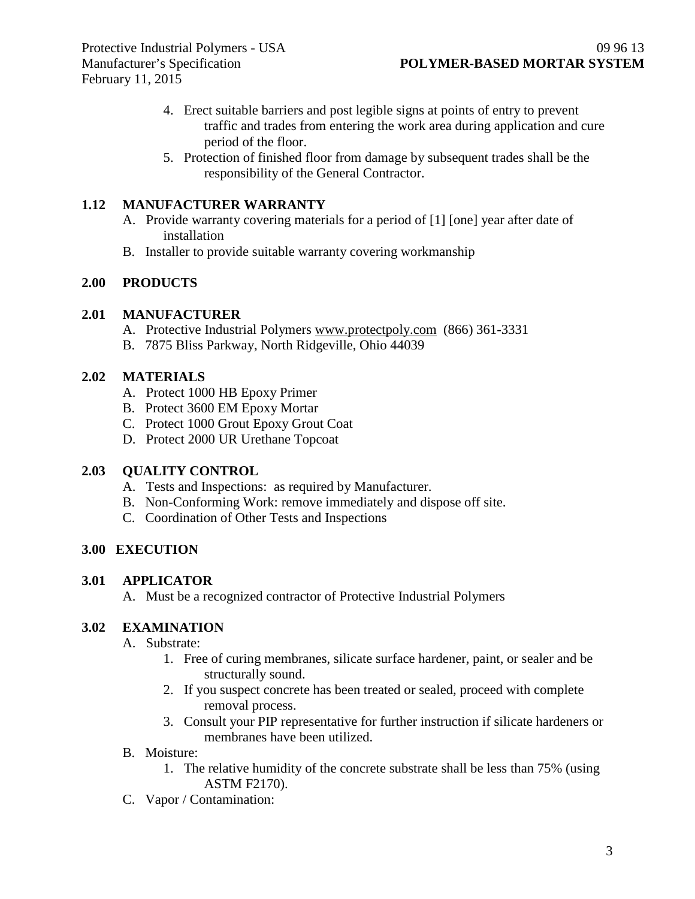4. Erect suitable barriers and post legible signs at points of entry to prevent traffic and trades from entering the work area during application and cure period of the floor.
5. Protection of finished floor from damage by subsequent trades shall be the responsibility of the General Contractor.

### 1.12 MANUFACTURER WARRANTY

A. Provide warranty covering materials for a period of [1] [one] year after date of installation

B. Installer to provide suitable warranty covering workmanship

## 2.00 PRODUCTS

### 2.01 MANUFACTURER

A. Protective Industrial Polymers www.protectpoly.com (866) 361-3331

B. 7875 Bliss Parkway, North Ridgeville, Ohio 44039

### 2.02 MATERIALS

A. Protect 1000 HB Epoxy Primer

B. Protect 3600 EM Epoxy Mortar

C. Protect 1000 Grout Epoxy Grout Coat

D. Protect 2000 UR Urethane Topcoat

### 2.03 QUALITY CONTROL

A. Tests and Inspections: as required by Manufacturer.

B. Non-Conforming Work: remove immediately and dispose off site.

C. Coordination of Other Tests and Inspections

## 3.00 EXECUTION

### 3.01 APPLICATOR

A. Must be a recognized contractor of Protective Industrial Polymers

### 3.02 EXAMINATION

A. Substrate:

1. Free of curing membranes, silicate surface hardener, paint, or sealer and be structurally sound.
2. If you suspect concrete has been treated or sealed, proceed with complete removal process.
3. Consult your PIP representative for further instruction if silicate hardeners or membranes have been utilized.

B. Moisture:

1. The relative humidity of the concrete substrate shall be less than 75% (using ASTM F2170).

C. Vapor / Contamination: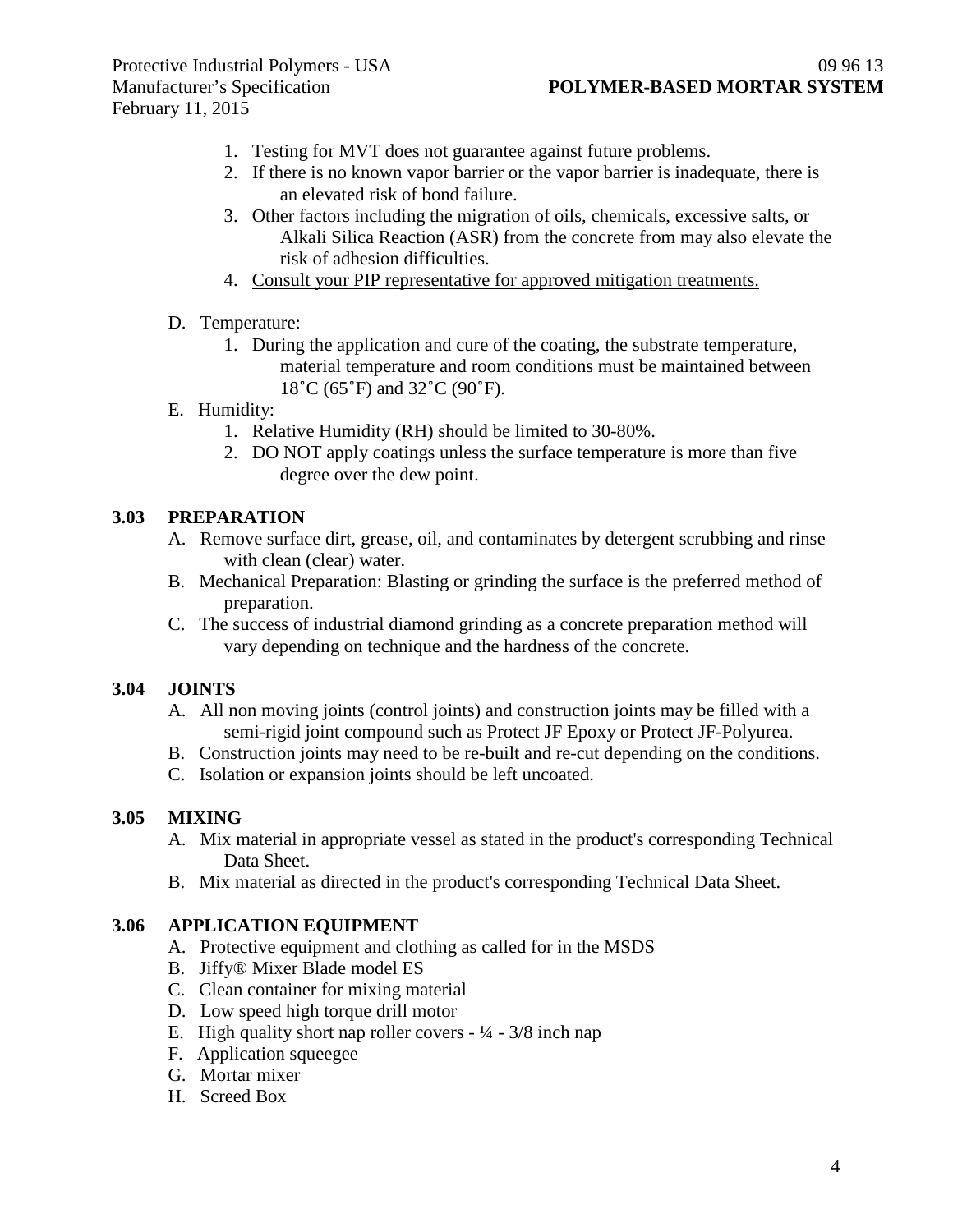1. Testing for MVT does not guarantee against future problems.
2. If there is no known vapor barrier or the vapor barrier is inadequate, there is an elevated risk of bond failure.
3. Other factors including the migration of oils, chemicals, excessive salts, or Alkali Silica Reaction (ASR) from the concrete from may also elevate the risk of adhesion difficulties.
4. <u>Consult your PIP representative for approved mitigation treatments.</u>

D. Temperature:
   1. During the application and cure of the coating, the substrate temperature, material temperature and room conditions must be maintained between 18˚C (65˚F) and 32˚C (90˚F).

E. Humidity:
   1. Relative Humidity (RH) should be limited to 30-80%.
   2. DO NOT apply coatings unless the surface temperature is more than five degree over the dew point.

## 3.03 PREPARATION

A. Remove surface dirt, grease, oil, and contaminates by detergent scrubbing and rinse with clean (clear) water.

B. Mechanical Preparation: Blasting or grinding the surface is the preferred method of preparation.

C. The success of industrial diamond grinding as a concrete preparation method will vary depending on technique and the hardness of the concrete.

## 3.04 JOINTS

A. All non moving joints (control joints) and construction joints may be filled with a semi-rigid joint compound such as Protect JF Epoxy or Protect JF-Polyurea.

B. Construction joints may need to be re-built and re-cut depending on the conditions.

C. Isolation or expansion joints should be left uncoated.

## 3.05 MIXING

A. Mix material in appropriate vessel as stated in the product's corresponding Technical Data Sheet.

B. Mix material as directed in the product's corresponding Technical Data Sheet.

## 3.06 APPLICATION EQUIPMENT

A. Protective equipment and clothing as called for in the MSDS

B. Jiffy® Mixer Blade model ES

C. Clean container for mixing material

D. Low speed high torque drill motor

E. High quality short nap roller covers - ¼ - 3/8 inch nap

F. Application squeegee

G. Mortar mixer

H. Screed Box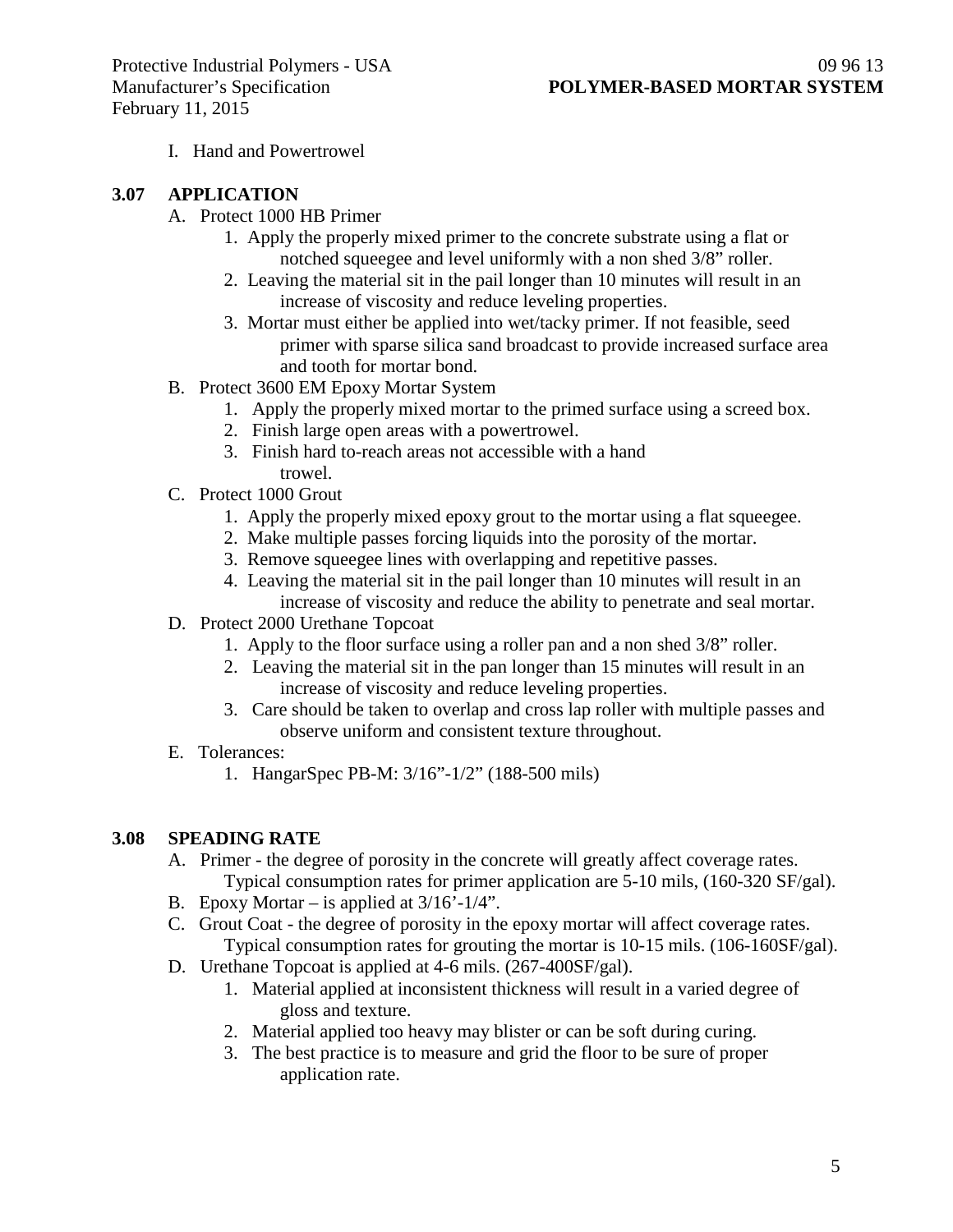I. Hand and Powertrowel

## 3.07 APPLICATION

A. Protect 1000 HB Primer
   1. Apply the properly mixed primer to the concrete substrate using a flat or notched squeegee and level uniformly with a non shed 3/8" roller.
   2. Leaving the material sit in the pail longer than 10 minutes will result in an increase of viscosity and reduce leveling properties.
   3. Mortar must either be applied into wet/tacky primer. If not feasible, seed primer with sparse silica sand broadcast to provide increased surface area and tooth for mortar bond.

B. Protect 3600 EM Epoxy Mortar System
   1. Apply the properly mixed mortar to the primed surface using a screed box.
   2. Finish large open areas with a powertrowel.
   3. Finish hard to-reach areas not accessible with a hand trowel.

C. Protect 1000 Grout
   1. Apply the properly mixed epoxy grout to the mortar using a flat squeegee.
   2. Make multiple passes forcing liquids into the porosity of the mortar.
   3. Remove squeegee lines with overlapping and repetitive passes.
   4. Leaving the material sit in the pail longer than 10 minutes will result in an increase of viscosity and reduce the ability to penetrate and seal mortar.

D. Protect 2000 Urethane Topcoat
   1. Apply to the floor surface using a roller pan and a non shed 3/8" roller.
   2. Leaving the material sit in the pan longer than 15 minutes will result in an increase of viscosity and reduce leveling properties.
   3. Care should be taken to overlap and cross lap roller with multiple passes and observe uniform and consistent texture throughout.

E. Tolerances:
   1. HangarSpec PB-M: 3/16"-1/2" (188-500 mils)

## 3.08 SPEADING RATE

A. Primer - the degree of porosity in the concrete will greatly affect coverage rates. Typical consumption rates for primer application are 5-10 mils, (160-320 SF/gal).

B. Epoxy Mortar – is applied at 3/16'-1/4".

C. Grout Coat - the degree of porosity in the epoxy mortar will affect coverage rates. Typical consumption rates for grouting the mortar is 10-15 mils. (106-160SF/gal).

D. Urethane Topcoat is applied at 4-6 mils. (267-400SF/gal).
   1. Material applied at inconsistent thickness will result in a varied degree of gloss and texture.
   2. Material applied too heavy may blister or can be soft during curing.
   3. The best practice is to measure and grid the floor to be sure of proper application rate.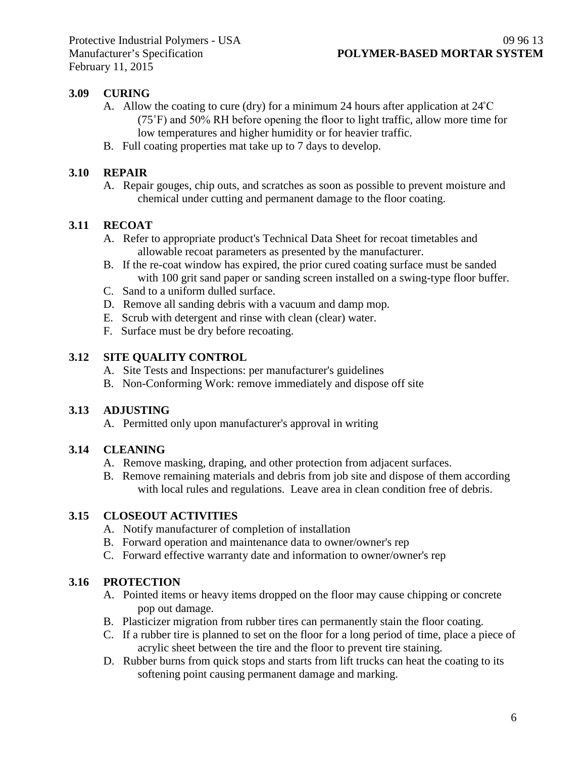### 3.09 CURING

A. Allow the coating to cure (dry) for a minimum 24 hours after application at 24˚C (75˚F) and 50% RH before opening the floor to light traffic, allow more time for low temperatures and higher humidity or for heavier traffic.

B. Full coating properties mat take up to 7 days to develop.

### 3.10 REPAIR

A. Repair gouges, chip outs, and scratches as soon as possible to prevent moisture and chemical under cutting and permanent damage to the floor coating.

### 3.11 RECOAT

A. Refer to appropriate product's Technical Data Sheet for recoat timetables and allowable recoat parameters as presented by the manufacturer.

B. If the re-coat window has expired, the prior cured coating surface must be sanded with 100 grit sand paper or sanding screen installed on a swing-type floor buffer.

C. Sand to a uniform dulled surface.

D. Remove all sanding debris with a vacuum and damp mop.

E. Scrub with detergent and rinse with clean (clear) water.

F. Surface must be dry before recoating.

### 3.12 SITE QUALITY CONTROL

A. Site Tests and Inspections: per manufacturer's guidelines

B. Non-Conforming Work: remove immediately and dispose off site

### 3.13 ADJUSTING

A. Permitted only upon manufacturer's approval in writing

### 3.14 CLEANING

A. Remove masking, draping, and other protection from adjacent surfaces.

B. Remove remaining materials and debris from job site and dispose of them according with local rules and regulations. Leave area in clean condition free of debris.

### 3.15 CLOSEOUT ACTIVITIES

A. Notify manufacturer of completion of installation

B. Forward operation and maintenance data to owner/owner's rep

C. Forward effective warranty date and information to owner/owner's rep

### 3.16 PROTECTION

A. Pointed items or heavy items dropped on the floor may cause chipping or concrete pop out damage.

B. Plasticizer migration from rubber tires can permanently stain the floor coating.

C. If a rubber tire is planned to set on the floor for a long period of time, place a piece of acrylic sheet between the tire and the floor to prevent tire staining.

D. Rubber burns from quick stops and starts from lift trucks can heat the coating to its softening point causing permanent damage and marking.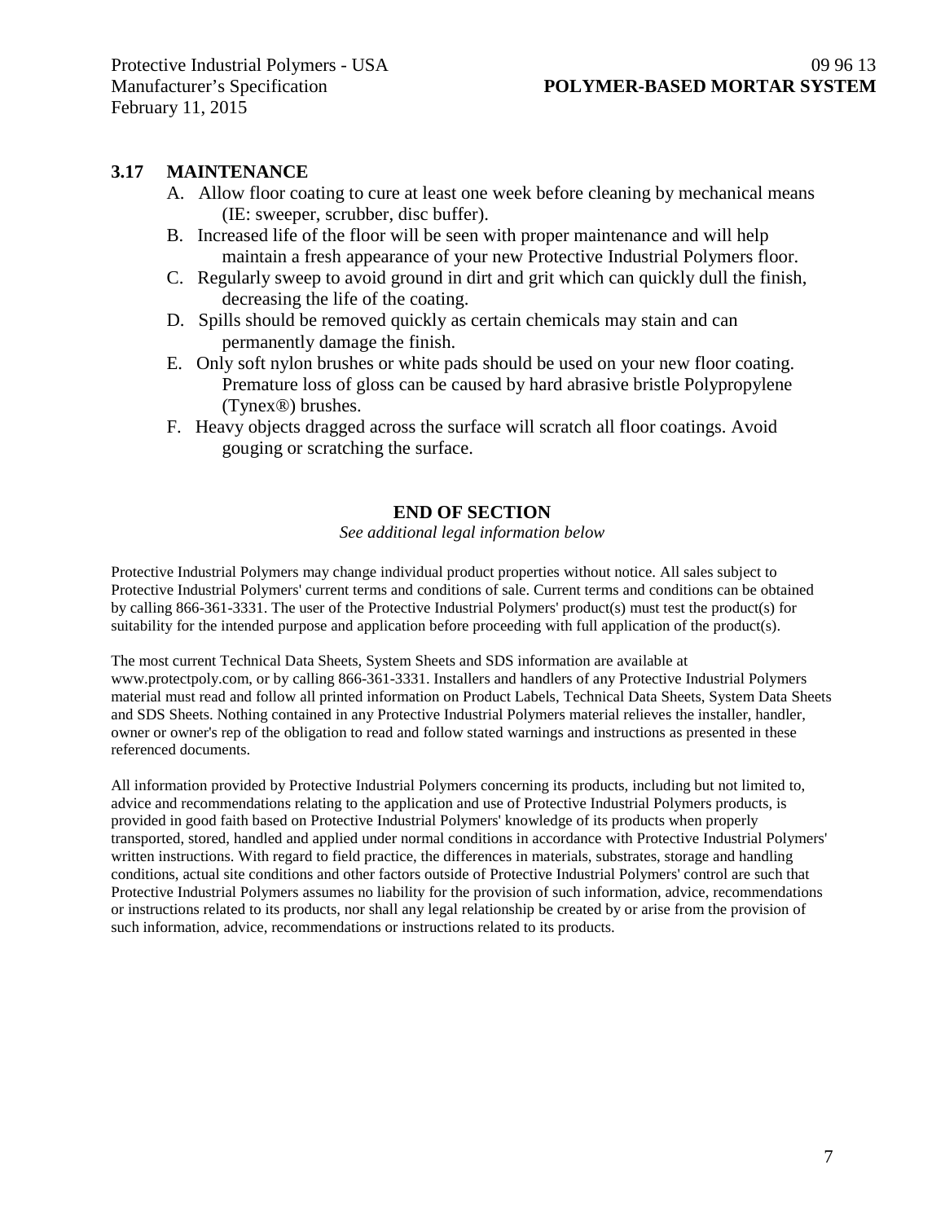## 3.17 MAINTENANCE

A. Allow floor coating to cure at least one week before cleaning by mechanical means (IE: sweeper, scrubber, disc buffer).

B. Increased life of the floor will be seen with proper maintenance and will help maintain a fresh appearance of your new Protective Industrial Polymers floor.

C. Regularly sweep to avoid ground in dirt and grit which can quickly dull the finish, decreasing the life of the coating.

D. Spills should be removed quickly as certain chemicals may stain and can permanently damage the finish.

E. Only soft nylon brushes or white pads should be used on your new floor coating. Premature loss of gloss can be caused by hard abrasive bristle Polypropylene (Tynex®) brushes.

F. Heavy objects dragged across the surface will scratch all floor coatings. Avoid gouging or scratching the surface.

**END OF SECTION**

*See additional legal information below*

Protective Industrial Polymers may change individual product properties without notice. All sales subject to Protective Industrial Polymers' current terms and conditions of sale. Current terms and conditions can be obtained by calling 866-361-3331. The user of the Protective Industrial Polymers' product(s) must test the product(s) for suitability for the intended purpose and application before proceeding with full application of the product(s).

The most current Technical Data Sheets, System Sheets and SDS information are available at www.protectpoly.com, or by calling 866-361-3331. Installers and handlers of any Protective Industrial Polymers material must read and follow all printed information on Product Labels, Technical Data Sheets, System Data Sheets and SDS Sheets. Nothing contained in any Protective Industrial Polymers material relieves the installer, handler, owner or owner's rep of the obligation to read and follow stated warnings and instructions as presented in these referenced documents.

All information provided by Protective Industrial Polymers concerning its products, including but not limited to, advice and recommendations relating to the application and use of Protective Industrial Polymers products, is provided in good faith based on Protective Industrial Polymers' knowledge of its products when properly transported, stored, handled and applied under normal conditions in accordance with Protective Industrial Polymers' written instructions. With regard to field practice, the differences in materials, substrates, storage and handling conditions, actual site conditions and other factors outside of Protective Industrial Polymers' control are such that Protective Industrial Polymers assumes no liability for the provision of such information, advice, recommendations or instructions related to its products, nor shall any legal relationship be created by or arise from the provision of such information, advice, recommendations or instructions related to its products.